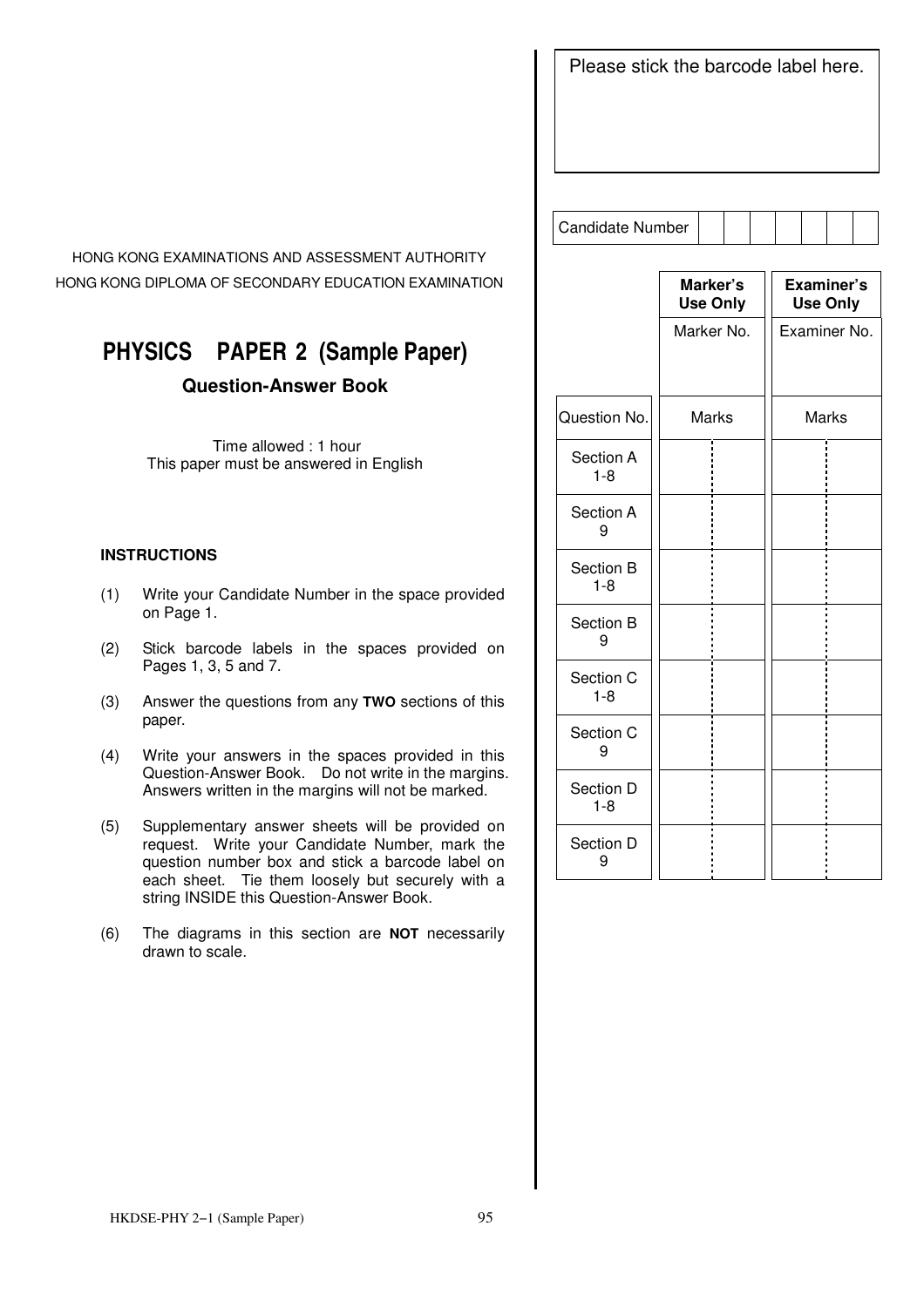HONG KONG EXAMINATIONS AND ASSESSMENT AUTHORITY
HONG KONG DIPLOMA OF SECONDARY EDUCATION EXAMINATION

# PHYSICS PAPER 2 (Sample Paper)

## Question-Answer Book

Time allowed : 1 hour
This paper must be answered in English

### INSTRUCTIONS

(1) Write your Candidate Number in the space provided on Page 1.

(2) Stick barcode labels in the spaces provided on Pages 1, 3, 5 and 7.

(3) Answer the questions from any **TWO** sections of this paper.

(4) Write your answers in the spaces provided in this Question-Answer Book. Do not write in the margins. Answers written in the margins will not be marked.

(5) Supplementary answer sheets will be provided on request. Write your Candidate Number, mark the question number box and stick a barcode label on each sheet. Tie them loosely but securely with a string INSIDE this Question-Answer Book.

(6) The diagrams in this section are **NOT** necessarily drawn to scale.

Please stick the barcode label here.

Candidate Number

| | Marker's Use Only | Examiner's Use Only |
|---|---|---|
| | Marker No. | Examiner No. |
| Question No. | Marks | Marks |
| Section A 1-8 | | |
| Section A 9 | | |
| Section B 1-8 | | |
| Section B 9 | | |
| Section C 1-8 | | |
| Section C 9 | | |
| Section D 1-8 | | |
| Section D 9 | | |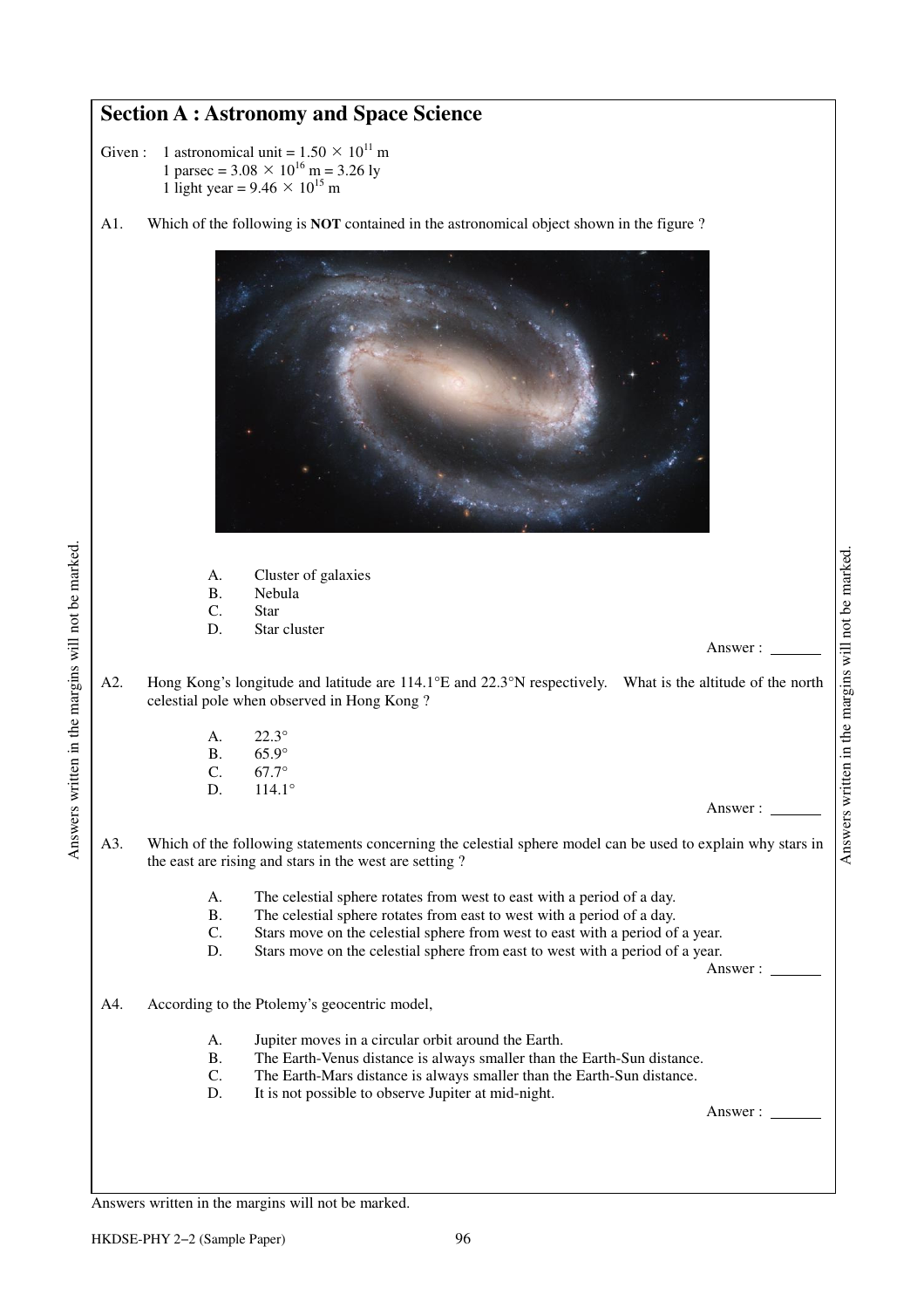## Section A : Astronomy and Space Science

Given : 1 astronomical unit = $1.50 \times 10^{11}$ m
1 parsec = $3.08 \times 10^{16}$ m = 3.26 ly
1 light year = $9.46 \times 10^{15}$ m

A1. Which of the following is **NOT** contained in the astronomical object shown in the figure ?

A. Cluster of galaxies
B. Nebula
C. Star
D. Star cluster

Answer : ______

A2. Hong Kong's longitude and latitude are 114.1°E and 22.3°N respectively. What is the altitude of the north celestial pole when observed in Hong Kong ?

A. 22.3°
B. 65.9°
C. 67.7°
D. 114.1°

Answer : ______

A3. Which of the following statements concerning the celestial sphere model can be used to explain why stars in the east are rising and stars in the west are setting ?

A. The celestial sphere rotates from west to east with a period of a day.
B. The celestial sphere rotates from east to west with a period of a day.
C. Stars move on the celestial sphere from west to east with a period of a year.
D. Stars move on the celestial sphere from east to west with a period of a year.

Answer : ______

A4. According to the Ptolemy's geocentric model,

A. Jupiter moves in a circular orbit around the Earth.
B. The Earth-Venus distance is always smaller than the Earth-Sun distance.
C. The Earth-Mars distance is always smaller than the Earth-Sun distance.
D. It is not possible to observe Jupiter at mid-night.

Answer : ______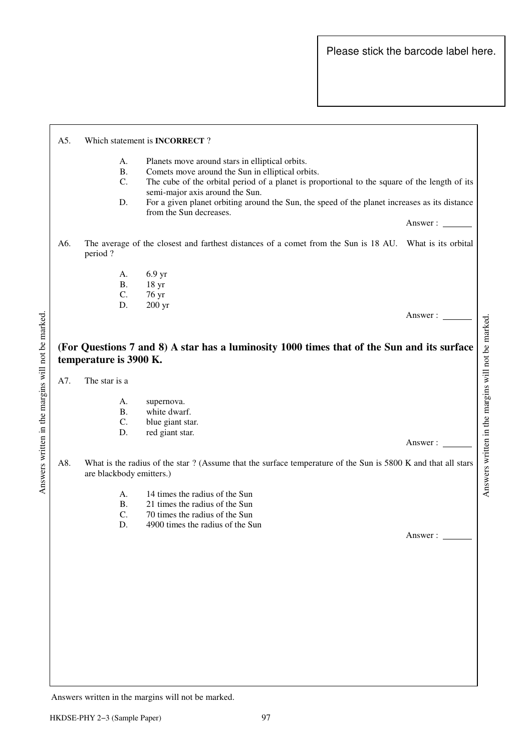Please stick the barcode label here.

A5. Which statement is **INCORRECT** ?

A. Planets move around stars in elliptical orbits.
B. Comets move around the Sun in elliptical orbits.
C. The cube of the orbital period of a planet is proportional to the square of the length of its semi-major axis around the Sun.
D. For a given planet orbiting around the Sun, the speed of the planet increases as its distance from the Sun decreases.

Answer : ______

A6. The average of the closest and farthest distances of a comet from the Sun is 18 AU. What is its orbital period ?

A. 6.9 yr
B. 18 yr
C. 76 yr
D. 200 yr

Answer : ______

**(For Questions 7 and 8) A star has a luminosity 1000 times that of the Sun and its surface temperature is 3900 K.**

A7. The star is a

A. supernova.
B. white dwarf.
C. blue giant star.
D. red giant star.

Answer : ______

A8. What is the radius of the star ? (Assume that the surface temperature of the Sun is 5800 K and that all stars are blackbody emitters.)

A. 14 times the radius of the Sun
B. 21 times the radius of the Sun
C. 70 times the radius of the Sun
D. 4900 times the radius of the Sun

Answer : ______

Answers written in the margins will not be marked.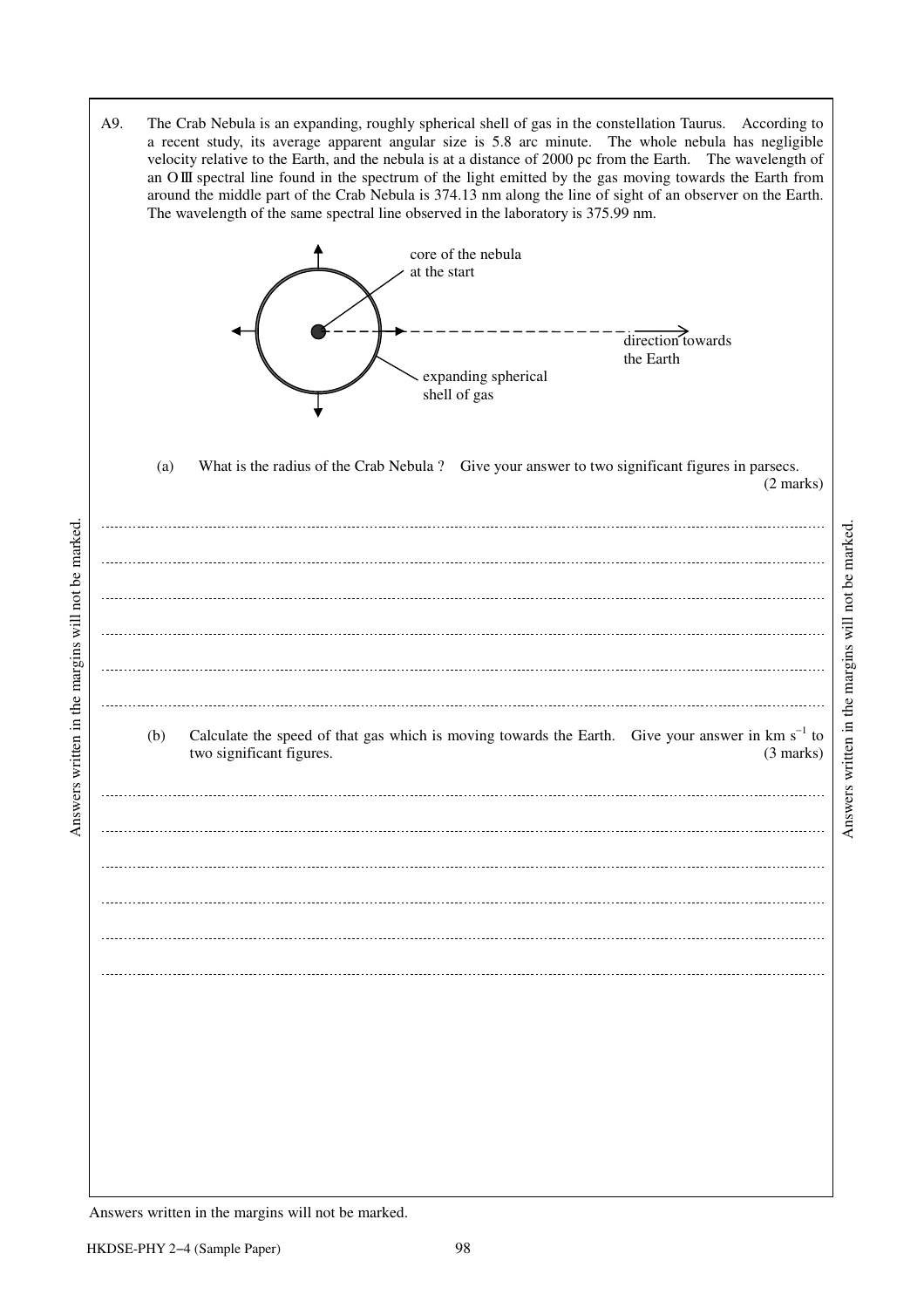A9. The Crab Nebula is an expanding, roughly spherical shell of gas in the constellation Taurus. According to a recent study, its average apparent angular size is 5.8 arc minute. The whole nebula has negligible velocity relative to the Earth, and the nebula is at a distance of 2000 pc from the Earth. The wavelength of an OⅢ spectral line found in the spectrum of the light emitted by the gas moving towards the Earth from around the middle part of the Crab Nebula is 374.13 nm along the line of sight of an observer on the Earth. The wavelength of the same spectral line observed in the laboratory is 375.99 nm.

core of the nebula at the start

direction towards the Earth

expanding spherical shell of gas

(a) What is the radius of the Crab Nebula ? Give your answer to two significant figures in parsecs. (2 marks)

(b) Calculate the speed of that gas which is moving towards the Earth. Give your answer in km $s^{-1}$ to two significant figures. (3 marks)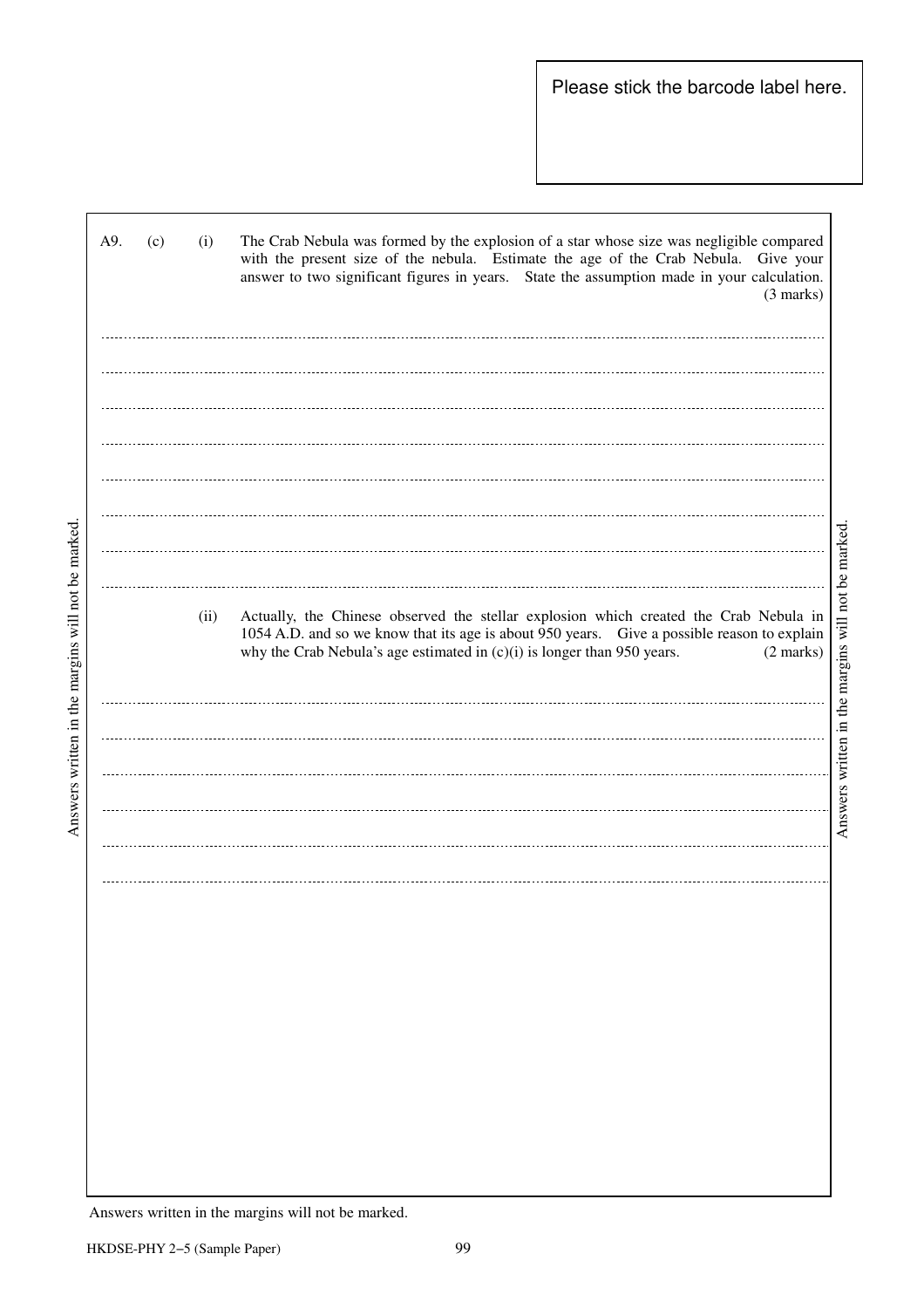Please stick the barcode label here.

A9. (c) (i) The Crab Nebula was formed by the explosion of a star whose size was negligible compared with the present size of the nebula. Estimate the age of the Crab Nebula. Give your answer to two significant figures in years. State the assumption made in your calculation. (3 marks)

(ii) Actually, the Chinese observed the stellar explosion which created the Crab Nebula in 1054 A.D. and so we know that its age is about 950 years. Give a possible reason to explain why the Crab Nebula's age estimated in (c)(i) is longer than 950 years. (2 marks)

Answers written in the margins will not be marked.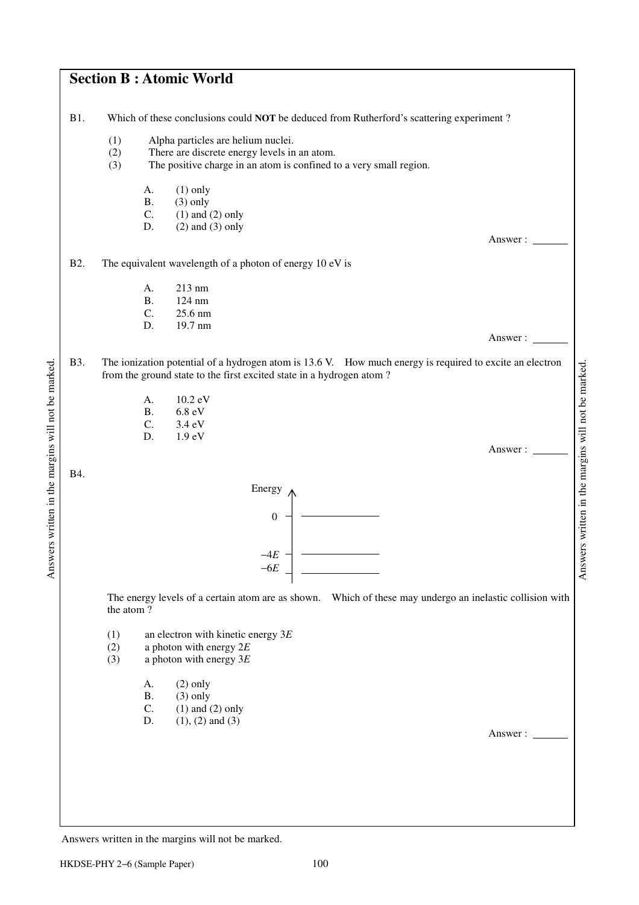## Section B : Atomic World

B1. Which of these conclusions could **NOT** be deduced from Rutherford's scattering experiment ?

(1) Alpha particles are helium nuclei.
(2) There are discrete energy levels in an atom.
(3) The positive charge in an atom is confined to a very small region.

A. (1) only
B. (3) only
C. (1) and (2) only
D. (2) and (3) only

Answer : \_\_\_\_\_\_\_

B2. The equivalent wavelength of a photon of energy 10 eV is

A. 213 nm
B. 124 nm
C. 25.6 nm
D. 19.7 nm

Answer : \_\_\_\_\_\_\_

B3. The ionization potential of a hydrogen atom is 13.6 V. How much energy is required to excite an electron from the ground state to the first excited state in a hydrogen atom ?

A. 10.2 eV
B. 6.8 eV
C. 3.4 eV
D. 1.9 eV

Answer : \_\_\_\_\_\_\_

B4.

Energy levels: $0$, $-4E$, $-6E$

The energy levels of a certain atom are as shown. Which of these may undergo an inelastic collision with the atom ?

(1) an electron with kinetic energy $3E$
(2) a photon with energy $2E$
(3) a photon with energy $3E$

A. (2) only
B. (3) only
C. (1) and (2) only
D. (1), (2) and (3)

Answer : \_\_\_\_\_\_\_

Answers written in the margins will not be marked.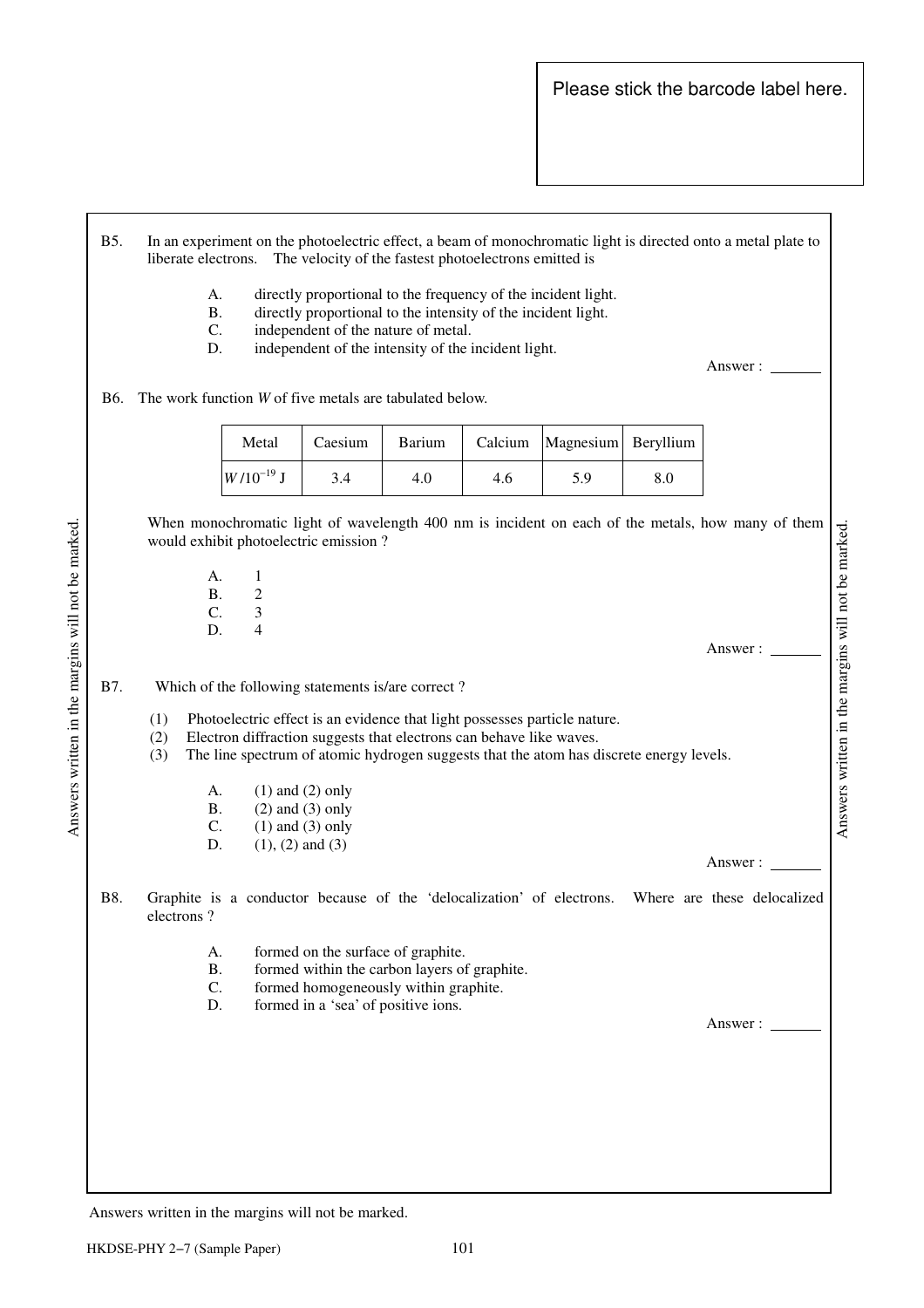Please stick the barcode label here.

B5. In an experiment on the photoelectric effect, a beam of monochromatic light is directed onto a metal plate to liberate electrons. The velocity of the fastest photoelectrons emitted is

A. directly proportional to the frequency of the incident light.
B. directly proportional to the intensity of the incident light.
C. independent of the nature of metal.
D. independent of the intensity of the incident light.

Answer : ______

B6. The work function $W$ of five metals are tabulated below.

| Metal | Caesium | Barium | Calcium | Magnesium | Beryllium |
|---|---|---|---|---|---|
| $W/10^{-19}$ J | 3.4 | 4.0 | 4.6 | 5.9 | 8.0 |

When monochromatic light of wavelength 400 nm is incident on each of the metals, how many of them would exhibit photoelectric emission ?

A. 1
B. 2
C. 3
D. 4

Answer : ______

B7. Which of the following statements is/are correct ?

(1) Photoelectric effect is an evidence that light possesses particle nature.
(2) Electron diffraction suggests that electrons can behave like waves.
(3) The line spectrum of atomic hydrogen suggests that the atom has discrete energy levels.

A. (1) and (2) only
B. (2) and (3) only
C. (1) and (3) only
D. (1), (2) and (3)

Answer : ______

B8. Graphite is a conductor because of the 'delocalization' of electrons. Where are these delocalized electrons ?

A. formed on the surface of graphite.
B. formed within the carbon layers of graphite.
C. formed homogeneously within graphite.
D. formed in a 'sea' of positive ions.

Answer : ______

Answers written in the margins will not be marked.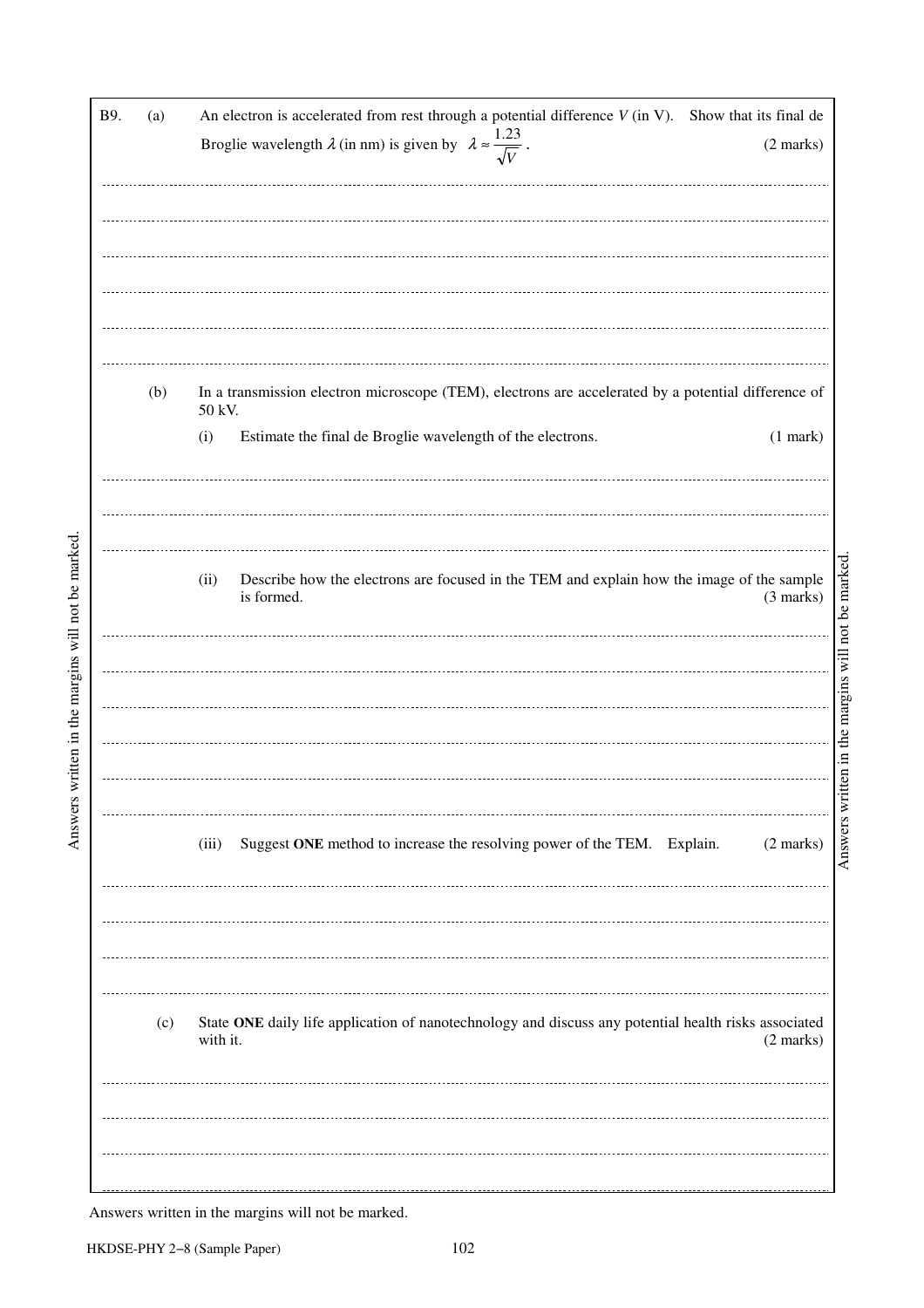B9. (a) An electron is accelerated from rest through a potential difference $V$ (in V). Show that its final de Broglie wavelength $\lambda$ (in nm) is given by $\lambda \approx \dfrac{1.23}{\sqrt{V}}$ . (2 marks)

(b) In a transmission electron microscope (TEM), electrons are accelerated by a potential difference of 50 kV.

(i) Estimate the final de Broglie wavelength of the electrons. (1 mark)

(ii) Describe how the electrons are focused in the TEM and explain how the image of the sample is formed. (3 marks)

(iii) Suggest **ONE** method to increase the resolving power of the TEM. Explain. (2 marks)

(c) State **ONE** daily life application of nanotechnology and discuss any potential health risks associated with it. (2 marks)

Answers written in the margins will not be marked.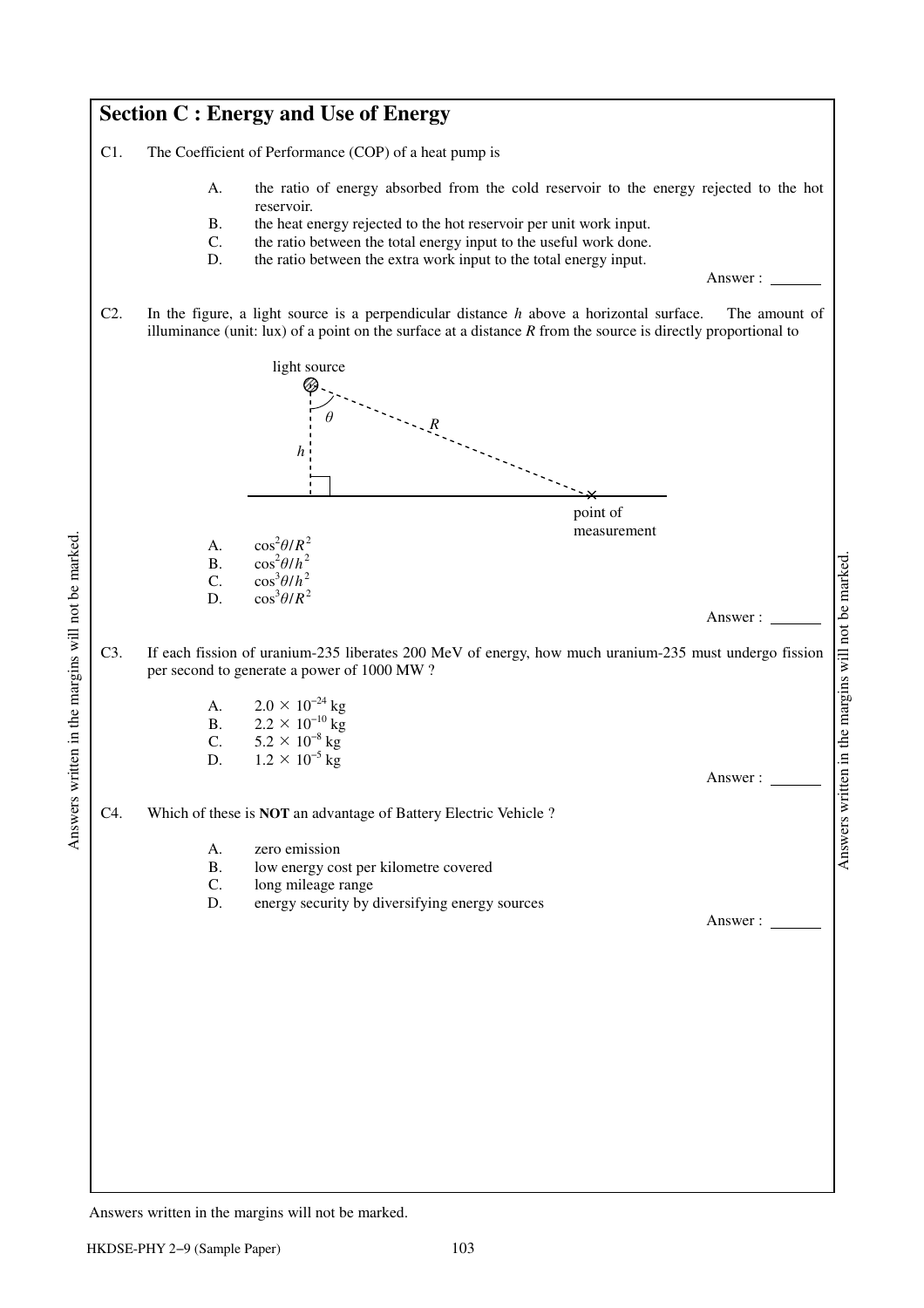## Section C : Energy and Use of Energy

C1. The Coefficient of Performance (COP) of a heat pump is

- A. the ratio of energy absorbed from the cold reservoir to the energy rejected to the hot reservoir.
- B. the heat energy rejected to the hot reservoir per unit work input.
- C. the ratio between the total energy input to the useful work done.
- D. the ratio between the extra work input to the total energy input.

Answer : ______

C2. In the figure, a light source is a perpendicular distance $h$ above a horizontal surface. The amount of illuminance (unit: lux) of a point on the surface at a distance $R$ from the source is directly proportional to

light source

$\theta$

$R$

$h$

point of measurement

- A. $\cos^2\theta/R^2$
- B. $\cos^2\theta/h^2$
- C. $\cos^3\theta/h^2$
- D. $\cos^3\theta/R^2$

Answer : ______

C3. If each fission of uranium-235 liberates 200 MeV of energy, how much uranium-235 must undergo fission per second to generate a power of 1000 MW ?

- A. $2.0 \times 10^{-24}$ kg
- B. $2.2 \times 10^{-10}$ kg
- C. $5.2 \times 10^{-8}$ kg
- D. $1.2 \times 10^{-5}$ kg

Answer : ______

C4. Which of these is **NOT** an advantage of Battery Electric Vehicle ?

- A. zero emission
- B. low energy cost per kilometre covered
- C. long mileage range
- D. energy security by diversifying energy sources

Answer : ______

Answers written in the margins will not be marked.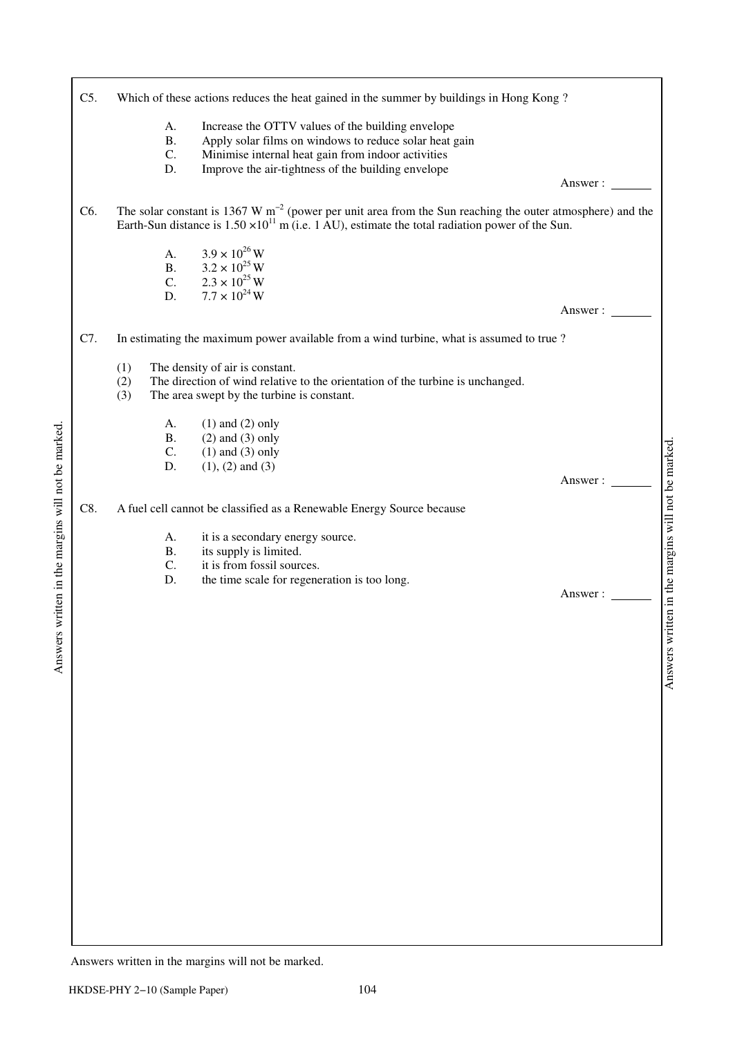C5. Which of these actions reduces the heat gained in the summer by buildings in Hong Kong ?

A. Increase the OTTV values of the building envelope
B. Apply solar films on windows to reduce solar heat gain
C. Minimise internal heat gain from indoor activities
D. Improve the air-tightness of the building envelope

Answer : _______

C6. The solar constant is 1367 W m$^{-2}$ (power per unit area from the Sun reaching the outer atmosphere) and the Earth-Sun distance is $1.50 \times 10^{11}$ m (i.e. 1 AU), estimate the total radiation power of the Sun.

A. $3.9 \times 10^{26}$ W
B. $3.2 \times 10^{25}$ W
C. $2.3 \times 10^{25}$ W
D. $7.7 \times 10^{24}$ W

Answer : _______

C7. In estimating the maximum power available from a wind turbine, what is assumed to true ?

(1) The density of air is constant.
(2) The direction of wind relative to the orientation of the turbine is unchanged.
(3) The area swept by the turbine is constant.

A. (1) and (2) only
B. (2) and (3) only
C. (1) and (3) only
D. (1), (2) and (3)

Answer : _______

C8. A fuel cell cannot be classified as a Renewable Energy Source because

A. it is a secondary energy source.
B. its supply is limited.
C. it is from fossil sources.
D. the time scale for regeneration is too long.

Answer : _______

Answers written in the margins will not be marked.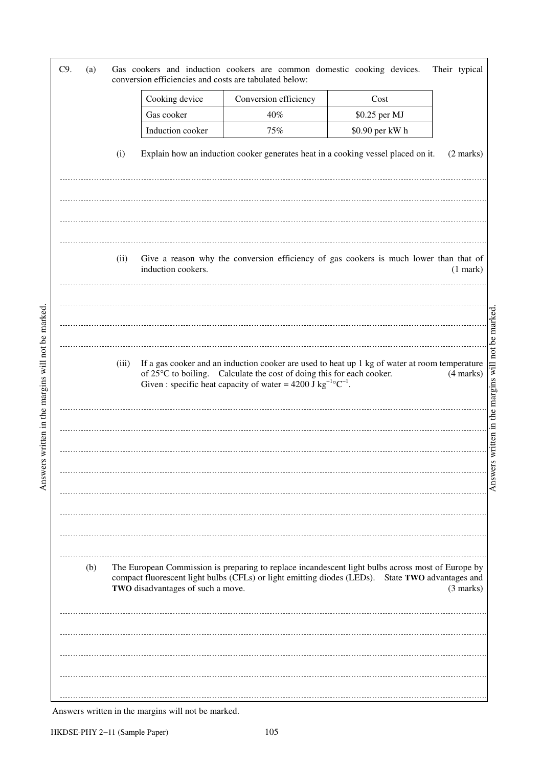C9. (a) Gas cookers and induction cookers are common domestic cooking devices. Their typical conversion efficiencies and costs are tabulated below:

| Cooking device | Conversion efficiency | Cost |
|---|---|---|
| Gas cooker | 40% | \$0.25 per MJ |
| Induction cooker | 75% | \$0.90 per kW h |

(i) Explain how an induction cooker generates heat in a cooking vessel placed on it. (2 marks)

(ii) Give a reason why the conversion efficiency of gas cookers is much lower than that of induction cookers. (1 mark)

(iii) If a gas cooker and an induction cooker are used to heat up 1 kg of water at room temperature of 25°C to boiling. Calculate the cost of doing this for each cooker. (4 marks)
Given : specific heat capacity of water = $4200 \text{ J kg}^{-1}\text{°C}^{-1}$.

(b) The European Commission is preparing to replace incandescent light bulbs across most of Europe by compact fluorescent light bulbs (CFLs) or light emitting diodes (LEDs). State **TWO** advantages and **TWO** disadvantages of such a move. (3 marks)

Answers written in the margins will not be marked.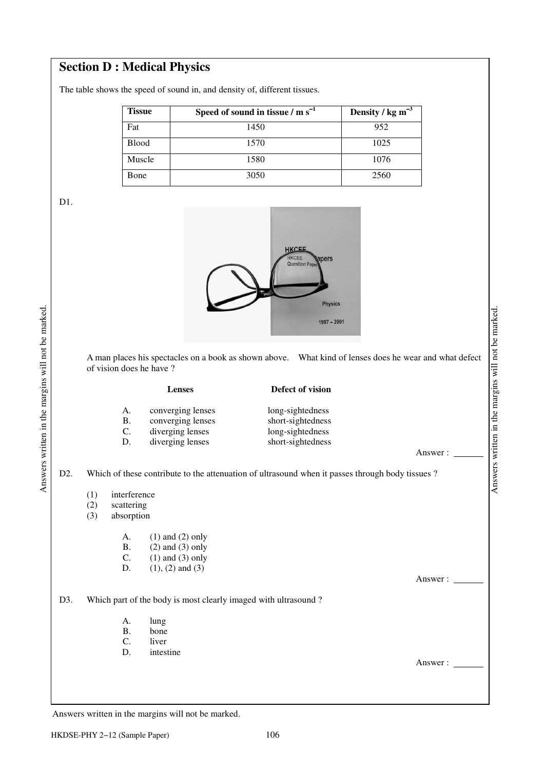## Section D : Medical Physics

The table shows the speed of sound in, and density of, different tissues.

| Tissue | Speed of sound in tissue / m s$^{-1}$ | Density / kg m$^{-3}$ |
|---|---|---|
| Fat | 1450 | 952 |
| Blood | 1570 | 1025 |
| Muscle | 1580 | 1076 |
| Bone | 3050 | 2560 |

D1.

A man places his spectacles on a book as shown above. What kind of lenses does he wear and what defect of vision does he have ?

| | Lenses | Defect of vision |
|---|---|---|
| A. | converging lenses | long-sightedness |
| B. | converging lenses | short-sightedness |
| C. | diverging lenses | long-sightedness |
| D. | diverging lenses | short-sightedness |

Answer : ______

D2. Which of these contribute to the attenuation of ultrasound when it passes through body tissues ?

(1) interference
(2) scattering
(3) absorption

A. (1) and (2) only
B. (2) and (3) only
C. (1) and (3) only
D. (1), (2) and (3)

Answer : ______

D3. Which part of the body is most clearly imaged with ultrasound ?

A. lung
B. bone
C. liver
D. intestine

Answer : ______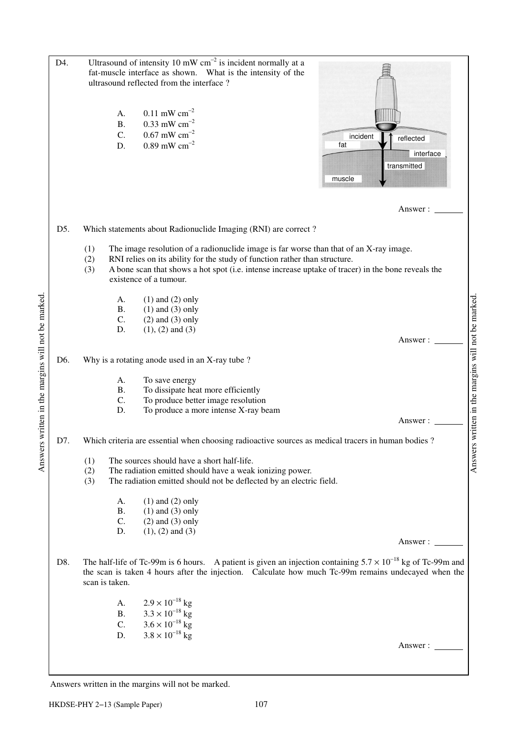D4. Ultrasound of intensity 10 mW cm$^{-2}$ is incident normally at a fat-muscle interface as shown. What is the intensity of the ultrasound reflected from the interface ?

A. 0.11 mW cm$^{-2}$
B. 0.33 mW cm$^{-2}$
C. 0.67 mW cm$^{-2}$
D. 0.89 mW cm$^{-2}$

Answer : _______

D5. Which statements about Radionuclide Imaging (RNI) are correct ?

(1) The image resolution of a radionuclide image is far worse than that of an X-ray image.
(2) RNI relies on its ability for the study of function rather than structure.
(3) A bone scan that shows a hot spot (i.e. intense increase uptake of tracer) in the bone reveals the existence of a tumour.

A. (1) and (2) only
B. (1) and (3) only
C. (2) and (3) only
D. (1), (2) and (3)

Answer : _______

D6. Why is a rotating anode used in an X-ray tube ?

A. To save energy
B. To dissipate heat more efficiently
C. To produce better image resolution
D. To produce a more intense X-ray beam

Answer : _______

D7. Which criteria are essential when choosing radioactive sources as medical tracers in human bodies ?

(1) The sources should have a short half-life.
(2) The radiation emitted should have a weak ionizing power.
(3) The radiation emitted should not be deflected by an electric field.

A. (1) and (2) only
B. (1) and (3) only
C. (2) and (3) only
D. (1), (2) and (3)

Answer : _______

D8. The half-life of Tc-99m is 6 hours. A patient is given an injection containing $5.7 \times 10^{-18}$ kg of Tc-99m and the scan is taken 4 hours after the injection. Calculate how much Tc-99m remains undecayed when the scan is taken.

A. $2.9 \times 10^{-18}$ kg
B. $3.3 \times 10^{-18}$ kg
C. $3.6 \times 10^{-18}$ kg
D. $3.8 \times 10^{-18}$ kg

Answer : _______

Answers written in the margins will not be marked.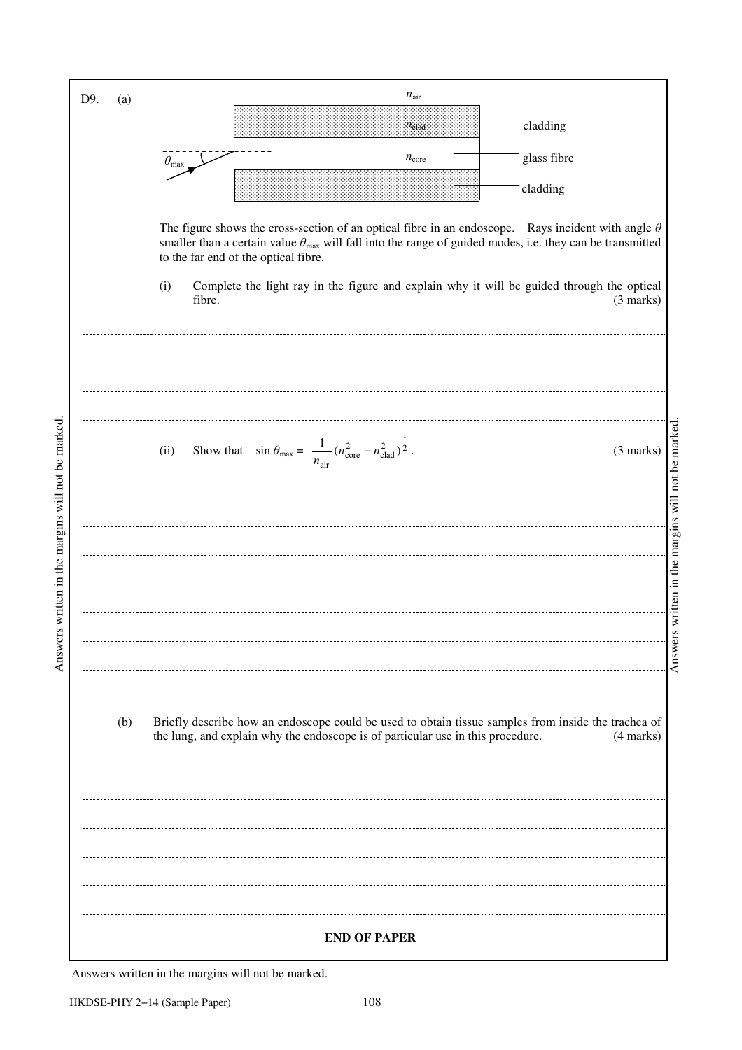D9. (a)

$n_{air}$

$n_{clad}$ — cladding

$\theta_{max}$ — $n_{core}$ — glass fibre

cladding

The figure shows the cross-section of an optical fibre in an endoscope. Rays incident with angle $\theta$ smaller than a certain value $\theta_{max}$ will fall into the range of guided modes, i.e. they can be transmitted to the far end of the optical fibre.

(i) Complete the light ray in the figure and explain why it will be guided through the optical fibre. (3 marks)

(ii) Show that $\sin\theta_{max} = \dfrac{1}{n_{air}}(n_{core}^2 - n_{clad}^2)^{\frac{1}{2}}$. (3 marks)

(b) Briefly describe how an endoscope could be used to obtain tissue samples from inside the trachea of the lung, and explain why the endoscope is of particular use in this procedure. (4 marks)

**END OF PAPER**

Answers written in the margins will not be marked.